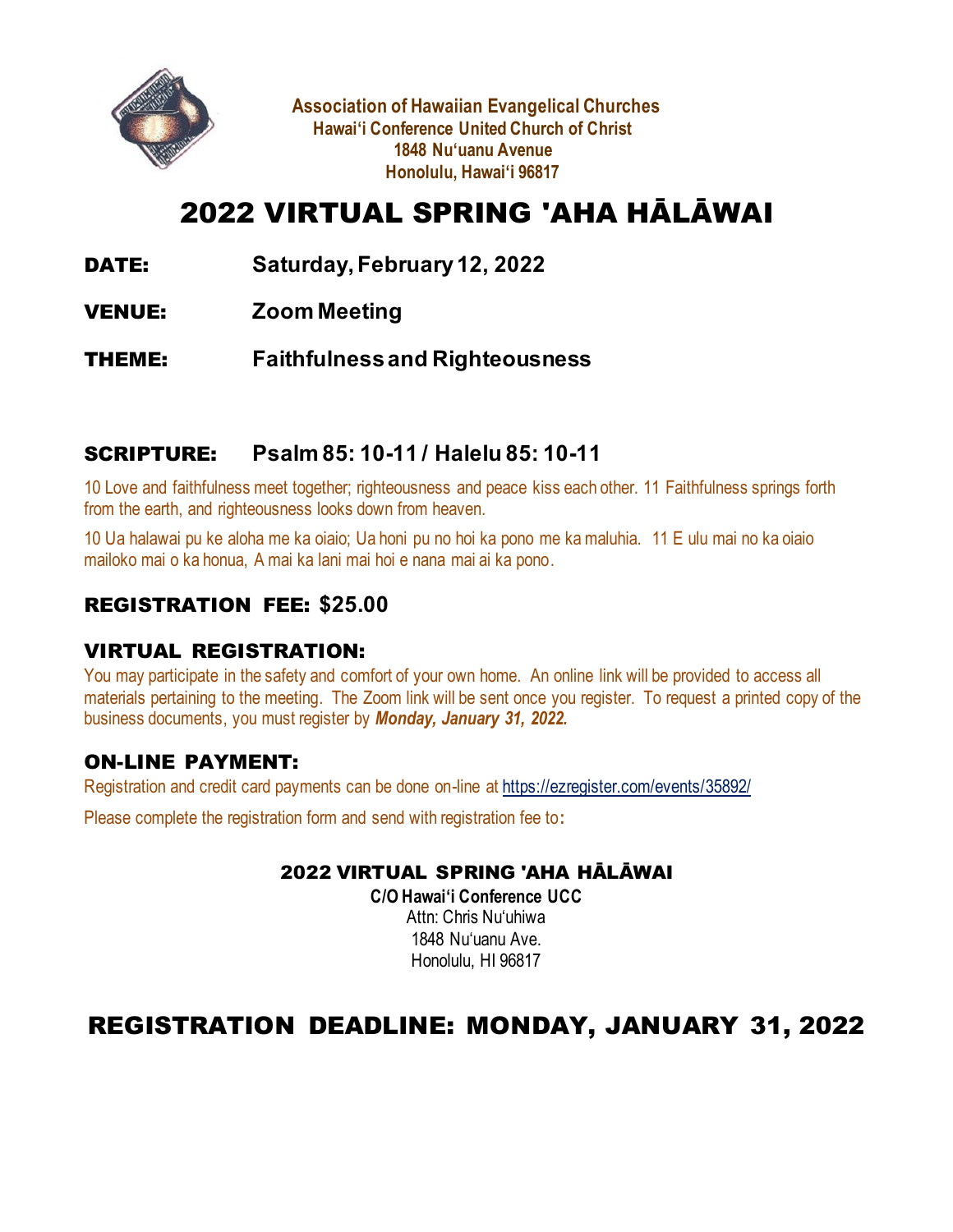**Association of Hawaiian Evangelical Churches**
**Hawaiʻi Conference United Church of Christ**
**1848 Nuʻuanu Avenue**
**Honolulu, Hawaiʻi 96817**

# 2022 VIRTUAL SPRING 'AHA HĀLĀWAI

**DATE:** **Saturday, February 12, 2022**

**VENUE:** **Zoom Meeting**

**THEME:** **Faithfulness and Righteousness**

## SCRIPTURE: Psalm 85: 10-11 / Halelu 85: 10-11

10 Love and faithfulness meet together; righteousness and peace kiss each other. 11 Faithfulness springs forth from the earth, and righteousness looks down from heaven.

10 Ua halawai pu ke aloha me ka oiaio; Ua honi pu no hoi ka pono me ka maluhia. 11 E ulu mai no ka oiaio mailoko mai o ka honua, A mai ka lani mai hoi e nana mai ai ka pono.

## REGISTRATION FEE: $25.00

## VIRTUAL REGISTRATION:

You may participate in the safety and comfort of your own home. An online link will be provided to access all materials pertaining to the meeting. The Zoom link will be sent once you register. To request a printed copy of the business documents, you must register by ***Monday, January 31, 2022.***

## ON-LINE PAYMENT:

Registration and credit card payments can be done on-line at https://ezregister.com/events/35892/

Please complete the registration form and send with registration fee to:

**2022 VIRTUAL SPRING 'AHA HĀLĀWAI**
**C/O Hawaiʻi Conference UCC**
Attn: Chris Nuʻuhiwa
1848 Nuʻuanu Ave.
Honolulu, HI 96817

# REGISTRATION DEADLINE: MONDAY, JANUARY 31, 2022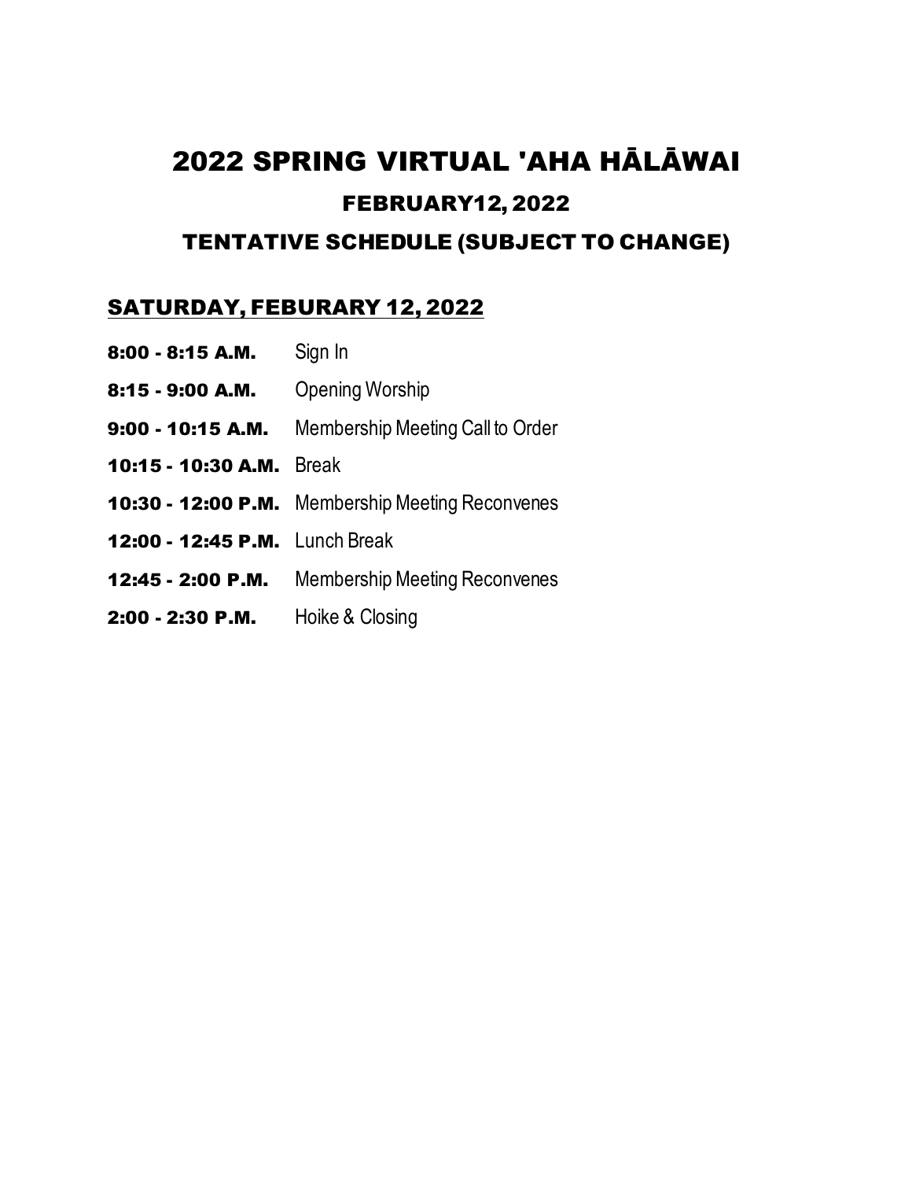# 2022 SPRING VIRTUAL 'AHA HĀLĀWAI

## FEBRUARY12, 2022

## TENTATIVE SCHEDULE (SUBJECT TO CHANGE)

### SATURDAY, FEBURARY 12, 2022

**8:00 - 8:15 A.M.** Sign In

**8:15 - 9:00 A.M.** Opening Worship

**9:00 - 10:15 A.M.** Membership Meeting Call to Order

**10:15 - 10:30 A.M.** Break

**10:30 - 12:00 P.M.** Membership Meeting Reconvenes

**12:00 - 12:45 P.M.** Lunch Break

**12:45 - 2:00 P.M.** Membership Meeting Reconvenes

**2:00 - 2:30 P.M.** Hoike & Closing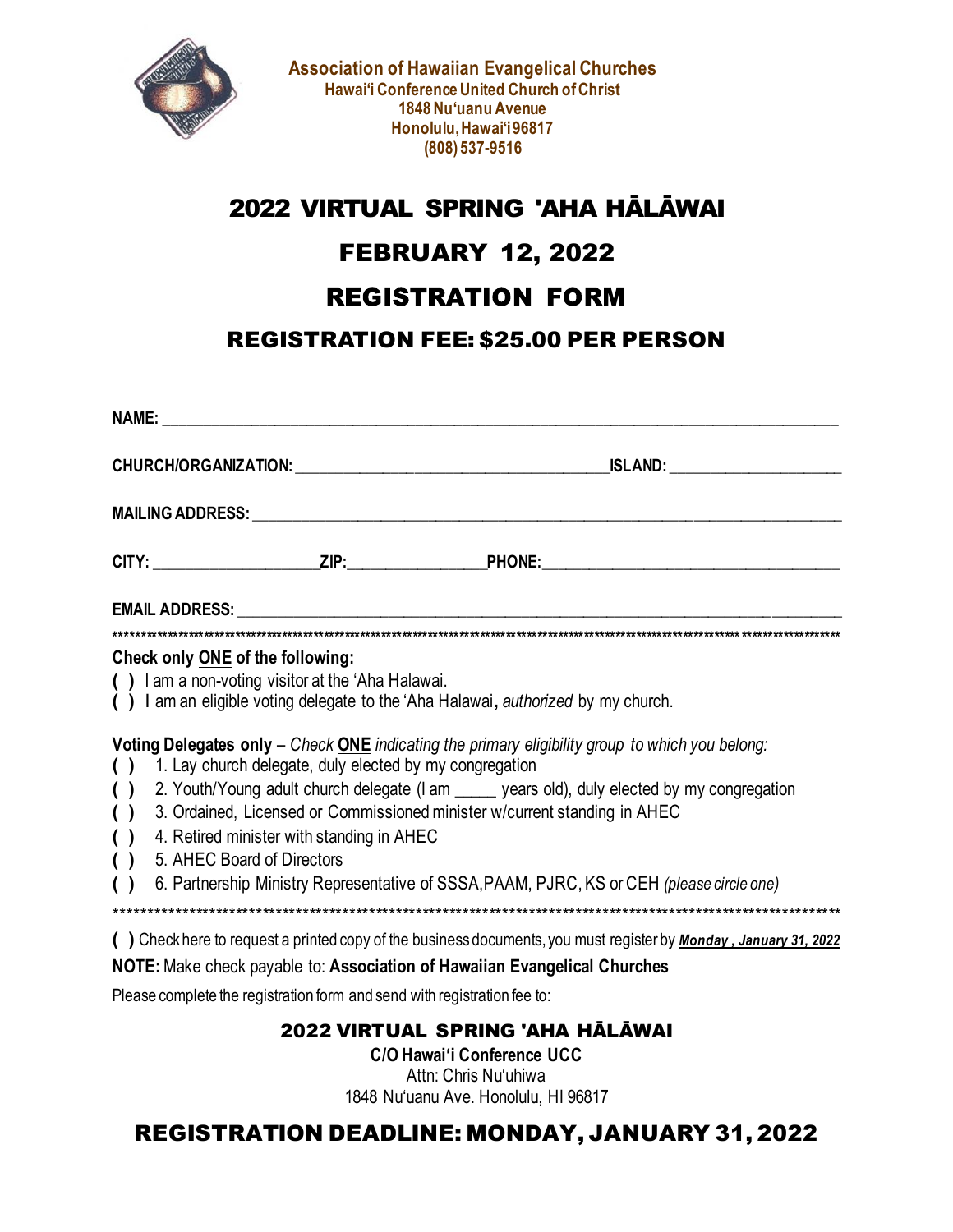**Association of Hawaiian Evangelical Churches**
**Hawaiʻi Conference United Church of Christ**
**1848 Nuʻuanu Avenue**
**Honolulu, Hawaiʻi 96817**
**(808) 537-9516**

# 2022 VIRTUAL SPRING 'AHA HĀLĀWAI

# FEBRUARY 12, 2022

# REGISTRATION FORM

## REGISTRATION FEE: $25.00 PER PERSON

**NAME:** ___________________________________________________________________________

**CHURCH/ORGANIZATION:** ____________________________________ **ISLAND:** ____________________

**MAILING ADDRESS:** _________________________________________________________________

**CITY:** ____________________ **ZIP:** ________________ **PHONE:** ____________________________________

**EMAIL ADDRESS:** _________________________________________________________________

*******************************************************************************************************

**Check only <u>ONE</u> of the following:**

**( )** I am a non-voting visitor at the ʻAha Halawai.
**( )** I am an eligible voting delegate to the ʻAha Halawai**,** *authorized* by my church.

**Voting Delegates only** – *Check* **<u>ONE</u>** *indicating the primary eligibility group to which you belong:*

**( )** 1. Lay church delegate, duly elected by my congregation
**( )** 2. Youth/Young adult church delegate (I am _____ years old), duly elected by my congregation
**( )** 3. Ordained, Licensed or Commissioned minister w/current standing in AHEC
**( )** 4. Retired minister with standing in AHEC
**( )** 5. AHEC Board of Directors
**( )** 6. Partnership Ministry Representative of SSSA, PAAM, PJRC, KS or CEH *(please circle one)*

*******************************************************************************************************

**( )** Check here to request a printed copy of the business documents, you must register by ***<u>Monday , January 31, 2022</u>***

**NOTE:** Make check payable to: **Association of Hawaiian Evangelical Churches**

Please complete the registration form and send with registration fee to:

**2022 VIRTUAL SPRING 'AHA HĀLĀWAI**
**C/O Hawaiʻi Conference UCC**
Attn: Chris Nuʻuhiwa
1848 Nuʻuanu Ave. Honolulu, HI 96817

## REGISTRATION DEADLINE: MONDAY, JANUARY 31, 2022